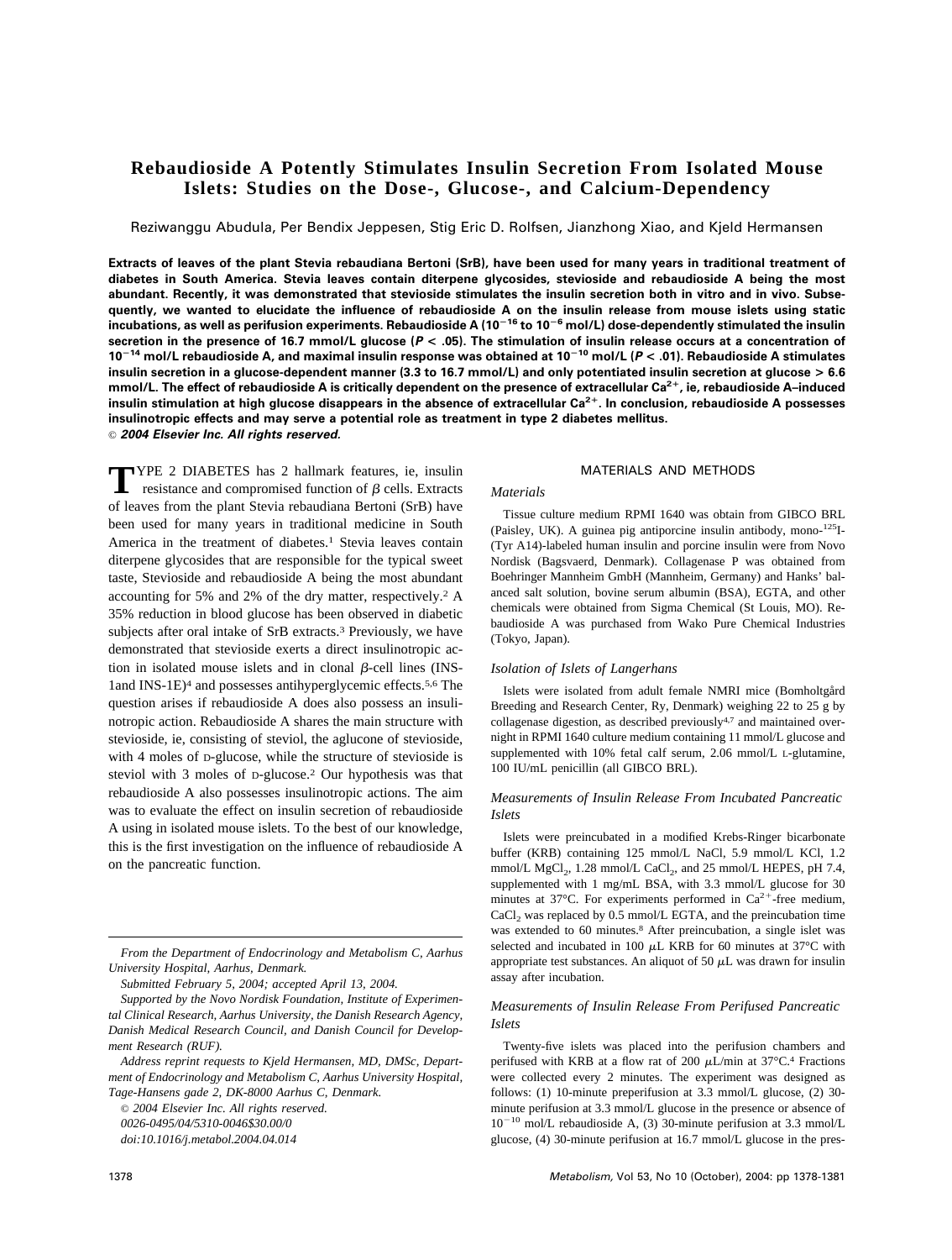# Rebaudioside A Potently Stimulates Insulin Secretion From Isolated Mouse Islets: Studies on the Dose-, Glucose-, and Calcium-Dependency

Reziwanggu Abudula, Per Bendix Jeppesen, Stig Eric D. Rolfsen, Jianzhong Xiao, and Kjeld Hermansen

**Extracts of leaves of the plant Stevia rebaudiana Bertoni (SrB), have been used for many years in traditional treatment of diabetes in South America. Stevia leaves contain diterpene glycosides, stevioside and rebaudioside A being the most abundant. Recently, it was demonstrated that stevioside stimulates the insulin secretion both in vitro and in vivo. Subsequently, we wanted to elucidate the influence of rebaudioside A on the insulin release from mouse islets using static incubations, as well as perifusion experiments. Rebaudioside A ($10^{-16}$ to $10^{-6}$ mol/L) dose-dependently stimulated the insulin secretion in the presence of 16.7 mmol/L glucose ($P < .05$). The stimulation of insulin release occurs at a concentration of $10^{-14}$ mol/L rebaudioside A, and maximal insulin response was obtained at $10^{-10}$ mol/L ($P < .01$). Rebaudioside A stimulates insulin secretion in a glucose-dependent manner (3.3 to 16.7 mmol/L) and only potentiated insulin secretion at glucose > 6.6 mmol/L. The effect of rebaudioside A is critically dependent on the presence of extracellular $Ca^{2+}$, ie, rebaudioside A–induced insulin stimulation at high glucose disappears in the absence of extracellular $Ca^{2+}$. In conclusion, rebaudioside A possesses insulinotropic effects and may serve a potential role as treatment in type 2 diabetes mellitus.**
*© 2004 Elsevier Inc. All rights reserved.*

TYPE 2 DIABETES has 2 hallmark features, ie, insulin resistance and compromised function of $\beta$ cells. Extracts of leaves from the plant Stevia rebaudiana Bertoni (SrB) have been used for many years in traditional medicine in South America in the treatment of diabetes.[1] Stevia leaves contain diterpene glycosides that are responsible for the typical sweet taste, Stevioside and rebaudioside A being the most abundant accounting for 5% and 2% of the dry matter, respectively.[2] A 35% reduction in blood glucose has been observed in diabetic subjects after oral intake of SrB extracts.[3] Previously, we have demonstrated that stevioside exerts a direct insulinotropic action in isolated mouse islets and in clonal $\beta$-cell lines (INS-1and INS-1E)[4] and possesses antihyperglycemic effects.[5,6] The question arises if rebaudioside A does also possess an insulinotropic action. Rebaudioside A shares the main structure with stevioside, ie, consisting of steviol, the aglucone of stevioside, with 4 moles of D-glucose, while the structure of stevioside is steviol with 3 moles of D-glucose.[2] Our hypothesis was that rebaudioside A also possesses insulinotropic actions. The aim was to evaluate the effect on insulin secretion of rebaudioside A using in isolated mouse islets. To the best of our knowledge, this is the first investigation on the influence of rebaudioside A on the pancreatic function.

*From the Department of Endocrinology and Metabolism C, Aarhus University Hospital, Aarhus, Denmark.*

*Submitted February 5, 2004; accepted April 13, 2004.*

*Supported by the Novo Nordisk Foundation, Institute of Experimental Clinical Research, Aarhus University, the Danish Research Agency, Danish Medical Research Council, and Danish Council for Development Research (RUF).*

*Address reprint requests to Kjeld Hermansen, MD, DMSc, Department of Endocrinology and Metabolism C, Aarhus University Hospital, Tage-Hansens gade 2, DK-8000 Aarhus C, Denmark.*

*© 2004 Elsevier Inc. All rights reserved.*
*0026-0495/04/5310-0046$30.00/0*
*doi:10.1016/j.metabol.2004.04.014*

## MATERIALS AND METHODS

### *Materials*

Tissue culture medium RPMI 1640 was obtain from GIBCO BRL (Paisley, UK). A guinea pig antiporcine insulin antibody, mono-$^{125}$I-(Tyr A14)-labeled human insulin and porcine insulin were from Novo Nordisk (Bagsvaerd, Denmark). Collagenase P was obtained from Boehringer Mannheim GmbH (Mannheim, Germany) and Hanks' balanced salt solution, bovine serum albumin (BSA), EGTA, and other chemicals were obtained from Sigma Chemical (St Louis, MO). Rebaudioside A was purchased from Wako Pure Chemical Industries (Tokyo, Japan).

### *Isolation of Islets of Langerhans*

Islets were isolated from adult female NMRI mice (Bomholtgård Breeding and Research Center, Ry, Denmark) weighing 22 to 25 g by collagenase digestion, as described previously[4,7] and maintained overnight in RPMI 1640 culture medium containing 11 mmol/L glucose and supplemented with 10% fetal calf serum, 2.06 mmol/L L-glutamine, 100 IU/mL penicillin (all GIBCO BRL).

### *Measurements of Insulin Release From Incubated Pancreatic Islets*

Islets were preincubated in a modified Krebs-Ringer bicarbonate buffer (KRB) containing 125 mmol/L NaCl, 5.9 mmol/L KCl, 1.2 mmol/L $MgCl_2$, 1.28 mmol/L $CaCl_2$, and 25 mmol/L HEPES, pH 7.4, supplemented with 1 mg/mL BSA, with 3.3 mmol/L glucose for 30 minutes at 37°C. For experiments performed in $Ca^{2+}$-free medium, $CaCl_2$ was replaced by 0.5 mmol/L EGTA, and the preincubation time was extended to 60 minutes.[8] After preincubation, a single islet was selected and incubated in 100 $\mu$L KRB for 60 minutes at 37°C with appropriate test substances. An aliquot of 50 $\mu$L was drawn for insulin assay after incubation.

### *Measurements of Insulin Release From Perifused Pancreatic Islets*

Twenty-five islets was placed into the perifusion chambers and perifused with KRB at a flow rat of 200 $\mu$L/min at 37°C.[4] Fractions were collected every 2 minutes. The experiment was designed as follows: (1) 10-minute preperifusion at 3.3 mmol/L glucose, (2) 30-minute perifusion at 3.3 mmol/L glucose in the presence or absence of $10^{-10}$ mol/L rebaudioside A, (3) 30-minute perifusion at 3.3 mmol/L glucose, (4) 30-minute perifusion at 16.7 mmol/L glucose in the pres-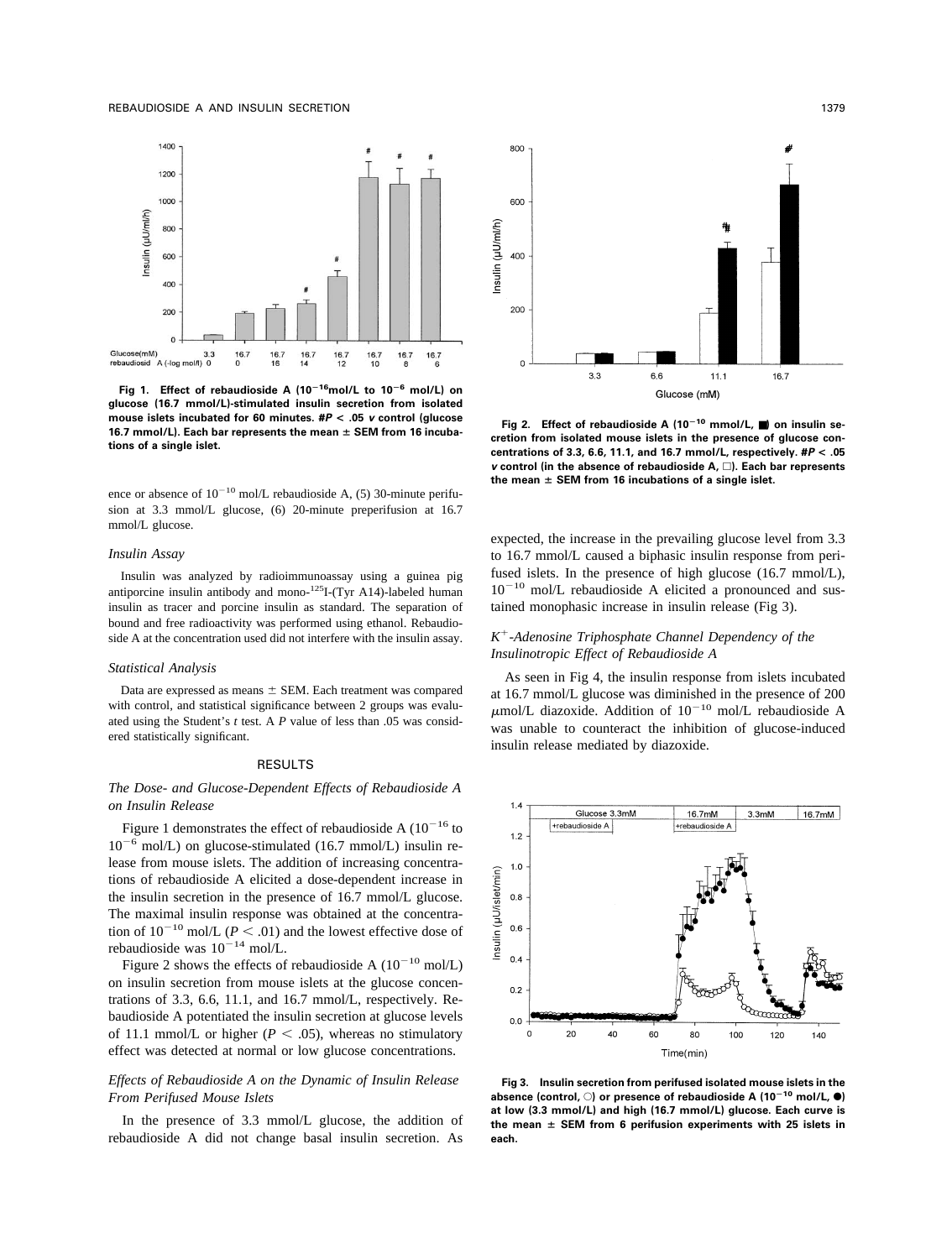Fig 1. Effect of rebaudioside A ($10^{-16}$mol/L to $10^{-6}$ mol/L) on glucose (16.7 mmol/L)-stimulated insulin secretion from isolated mouse islets incubated for 60 minutes. #$P < .05$ *v* control (glucose 16.7 mmol/L). Each bar represents the mean ± SEM from 16 incubations of a single islet.

Fig 2. Effect of rebaudioside A ($10^{-10}$ mmol/L, ■) on insulin secretion from isolated mouse islets in the presence of glucose concentrations of 3.3, 6.6, 11.1, and 16.7 mmol/L, respectively. #$P < .05$ *v* control (in the absence of rebaudioside A, □). Each bar represents the mean ± SEM from 16 incubations of a single islet.

ence or absence of $10^{-10}$ mol/L rebaudioside A, (5) 30-minute perifusion at 3.3 mmol/L glucose, (6) 20-minute preperifusion at 16.7 mmol/L glucose.

### *Insulin Assay*

Insulin was analyzed by radioimmunoassay using a guinea pig antiporcine insulin antibody and mono-$^{125}$I-(Tyr A14)-labeled human insulin as tracer and porcine insulin as standard. The separation of bound and free radioactivity was performed using ethanol. Rebaudioside A at the concentration used did not interfere with the insulin assay.

### *Statistical Analysis*

Data are expressed as means ± SEM. Each treatment was compared with control, and statistical significance between 2 groups was evaluated using the Student's *t* test. A *P* value of less than .05 was considered statistically significant.

## RESULTS

### *The Dose- and Glucose-Dependent Effects of Rebaudioside A on Insulin Release*

Figure 1 demonstrates the effect of rebaudioside A ($10^{-16}$ to $10^{-6}$ mol/L) on glucose-stimulated (16.7 mmol/L) insulin release from mouse islets. The addition of increasing concentrations of rebaudioside A elicited a dose-dependent increase in the insulin secretion in the presence of 16.7 mmol/L glucose. The maximal insulin response was obtained at the concentration of $10^{-10}$ mol/L ($P < .01$) and the lowest effective dose of rebaudioside was $10^{-14}$ mol/L.

Figure 2 shows the effects of rebaudioside A ($10^{-10}$ mol/L) on insulin secretion from mouse islets at the glucose concentrations of 3.3, 6.6, 11.1, and 16.7 mmol/L, respectively. Rebaudioside A potentiated the insulin secretion at glucose levels of 11.1 mmol/L or higher ($P < .05$), whereas no stimulatory effect was detected at normal or low glucose concentrations.

### *Effects of Rebaudioside A on the Dynamic of Insulin Release From Perifused Mouse Islets*

In the presence of 3.3 mmol/L glucose, the addition of rebaudioside A did not change basal insulin secretion. As expected, the increase in the prevailing glucose level from 3.3 to 16.7 mmol/L caused a biphasic insulin response from perifused islets. In the presence of high glucose (16.7 mmol/L), $10^{-10}$ mol/L rebaudioside A elicited a pronounced and sustained monophasic increase in insulin release (Fig 3).

### *$K^+$-Adenosine Triphosphate Channel Dependency of the Insulinotropic Effect of Rebaudioside A*

As seen in Fig 4, the insulin response from islets incubated at 16.7 mmol/L glucose was diminished in the presence of 200 μmol/L diazoxide. Addition of $10^{-10}$ mol/L rebaudioside A was unable to counteract the inhibition of glucose-induced insulin release mediated by diazoxide.

Fig 3. Insulin secretion from perifused isolated mouse islets in the absence (control, ○) or presence of rebaudioside A ($10^{-10}$ mol/L, ●) at low (3.3 mmol/L) and high (16.7 mmol/L) glucose. Each curve is the mean ± SEM from 6 perifusion experiments with 25 islets in each.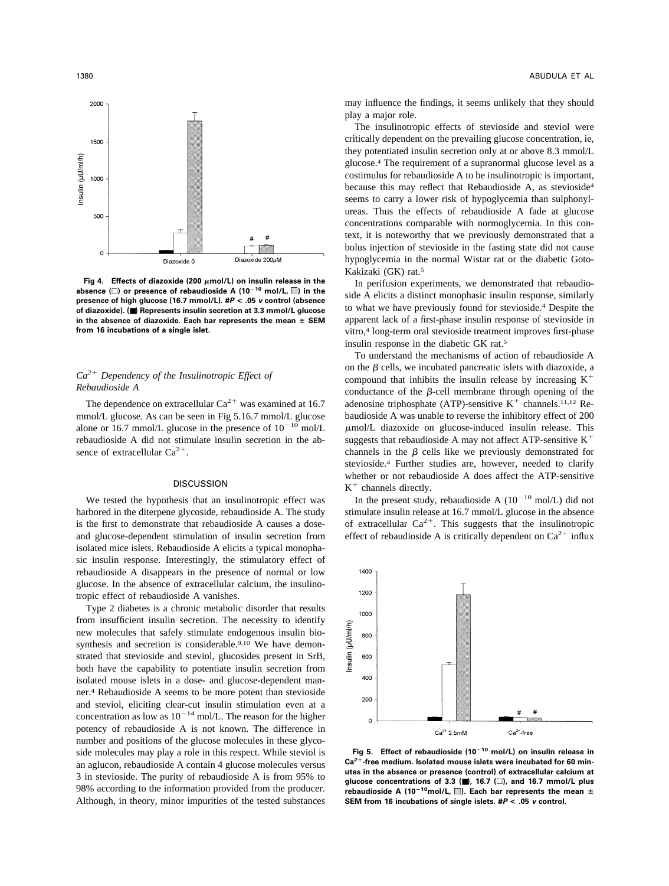Fig 4. Effects of diazoxide (200 μmol/L) on insulin release in the absence (□) or presence of rebaudioside A ($10^{-10}$ mol/L, ▨) in the presence of high glucose (16.7 mmol/L). #$P < .05$ *v* control (absence of diazoxide). (■) Represents insulin secretion at 3.3 mmol/L glucose in the absence of diazoxide. Each bar represents the mean ± SEM from 16 incubations of a single islet.

### *$Ca^{2+}$ Dependency of the Insulinotropic Effect of Rebaudioside A*

The dependence on extracellular $Ca^{2+}$ was examined at 16.7 mmol/L glucose. As can be seen in Fig 5.16.7 mmol/L glucose alone or 16.7 mmol/L glucose in the presence of $10^{-10}$ mol/L rebaudioside A did not stimulate insulin secretion in the absence of extracellular $Ca^{2+}$.

## DISCUSSION

We tested the hypothesis that an insulinotropic effect was harbored in the diterpene glycoside, rebaudioside A. The study is the first to demonstrate that rebaudioside A causes a dose- and glucose-dependent stimulation of insulin secretion from isolated mice islets. Rebaudioside A elicits a typical monophasic insulin response. Interestingly, the stimulatory effect of rebaudioside A disappears in the presence of normal or low glucose. In the absence of extracellular calcium, the insulinotropic effect of rebaudioside A vanishes.

Type 2 diabetes is a chronic metabolic disorder that results from insufficient insulin secretion. The necessity to identify new molecules that safely stimulate endogenous insulin biosynthesis and secretion is considerable.[9,10] We have demonstrated that stevioside and steviol, glucosides present in SrB, both have the capability to potentiate insulin secretion from isolated mouse islets in a dose- and glucose-dependent manner.[4] Rebaudioside A seems to be more potent than stevioside and steviol, eliciting clear-cut insulin stimulation even at a concentration as low as $10^{-14}$ mol/L. The reason for the higher potency of rebaudioside A is not known. The difference in number and positions of the glucose molecules in these glycoside molecules may play a role in this respect. While steviol is an aglucon, rebaudioside A contain 4 glucose molecules versus 3 in stevioside. The purity of rebaudioside A is from 95% to 98% according to the information provided from the producer. Although, in theory, minor impurities of the tested substances may influence the findings, it seems unlikely that they should play a major role.

The insulinotropic effects of stevioside and steviol were critically dependent on the prevailing glucose concentration, ie, they potentiated insulin secretion only at or above 8.3 mmol/L glucose.[4] The requirement of a supranormal glucose level as a costimulus for rebaudioside A to be insulinotropic is important, because this may reflect that Rebaudioside A, as stevioside[4] seems to carry a lower risk of hypoglycemia than sulphonylureas. Thus the effects of rebaudioside A fade at glucose concentrations comparable with normoglycemia. In this context, it is noteworthy that we previously demonstrated that a bolus injection of stevioside in the fasting state did not cause hypoglycemia in the normal Wistar rat or the diabetic Goto-Kakizaki (GK) rat.[5]

In perifusion experiments, we demonstrated that rebaudioside A elicits a distinct monophasic insulin response, similarly to what we have previously found for stevioside.[4] Despite the apparent lack of a first-phase insulin response of stevioside in vitro,[4] long-term oral stevioside treatment improves first-phase insulin response in the diabetic GK rat.[5]

To understand the mechanisms of action of rebaudioside A on the β cells, we incubated pancreatic islets with diazoxide, a compound that inhibits the insulin release by increasing $K^+$ conductance of the β-cell membrane through opening of the adenosine triphosphate (ATP)-sensitive $K^+$ channels.[11,12] Rebaudioside A was unable to reverse the inhibitory effect of 200 μmol/L diazoxide on glucose-induced insulin release. This suggests that rebaudioside A may not affect ATP-sensitive $K^+$ channels in the β cells like we previously demonstrated for stevioside.[4] Further studies are, however, needed to clarify whether or not rebaudioside A does affect the ATP-sensitive $K^+$ channels directly.

In the present study, rebaudioside A ($10^{-10}$ mol/L) did not stimulate insulin release at 16.7 mmol/L glucose in the absence of extracellular $Ca^{2+}$. This suggests that the insulinotropic effect of rebaudioside A is critically dependent on $Ca^{2+}$ influx

Fig 5. Effect of rebaudioside ($10^{-10}$ mol/L) on insulin release in $Ca^{2+}$-free medium. Isolated mouse islets were incubated for 60 minutes in the absence or presence (control) of extracellular calcium at glucose concentrations of 3.3 (■), 16.7 (□), and 16.7 mmol/L plus rebaudioside A ($10^{-10}$mol/L, ▨). Each bar represents the mean ± SEM from 16 incubations of single islets. #$P < .05$ *v* control.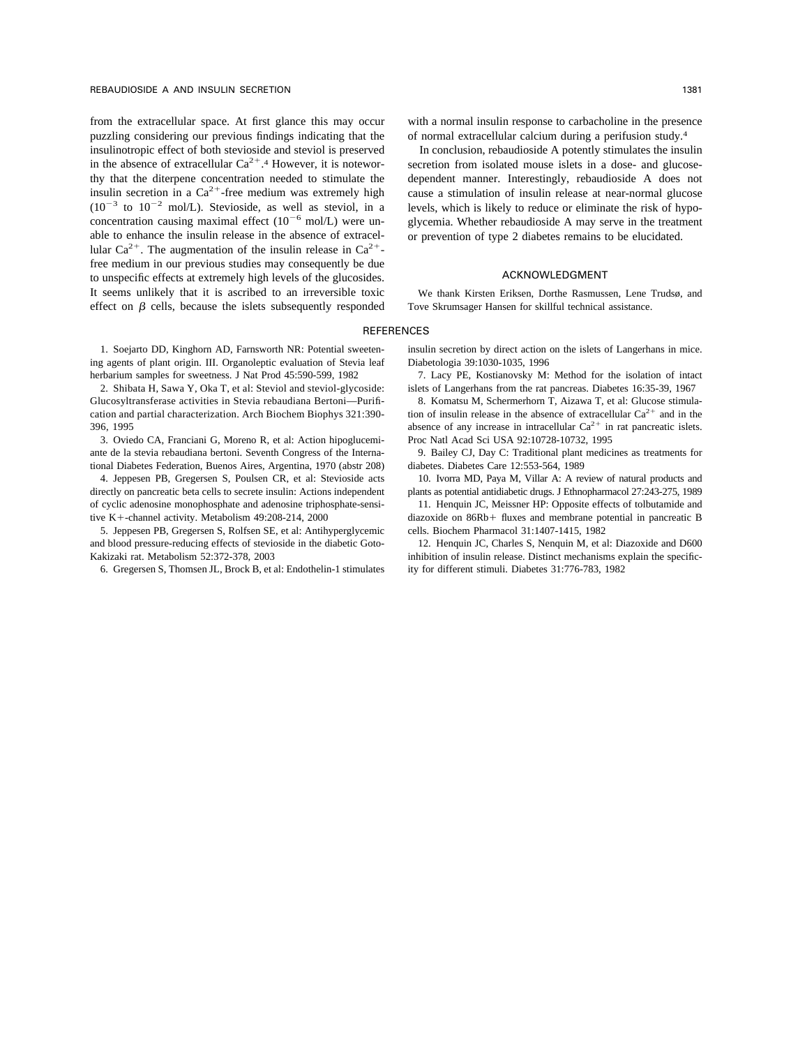from the extracellular space. At first glance this may occur puzzling considering our previous findings indicating that the insulinotropic effect of both stevioside and steviol is preserved in the absence of extracellular $Ca^{2+}$.[4] However, it is noteworthy that the diterpene concentration needed to stimulate the insulin secretion in a $Ca^{2+}$-free medium was extremely high ($10^{-3}$ to $10^{-2}$ mol/L). Stevioside, as well as steviol, in a concentration causing maximal effect ($10^{-6}$ mol/L) were unable to enhance the insulin release in the absence of extracellular $Ca^{2+}$. The augmentation of the insulin release in $Ca^{2+}$-free medium in our previous studies may consequently be due to unspecific effects at extremely high levels of the glucosides. It seems unlikely that it is ascribed to an irreversible toxic effect on $\beta$ cells, because the islets subsequently responded with a normal insulin response to carbacholine in the presence of normal extracellular calcium during a perifusion study.[4]

In conclusion, rebaudioside A potently stimulates the insulin secretion from isolated mouse islets in a dose- and glucose-dependent manner. Interestingly, rebaudioside A does not cause a stimulation of insulin release at near-normal glucose levels, which is likely to reduce or eliminate the risk of hypoglycemia. Whether rebaudioside A may serve in the treatment or prevention of type 2 diabetes remains to be elucidated.

## ACKNOWLEDGMENT

We thank Kirsten Eriksen, Dorthe Rasmussen, Lene Trudsø, and Tove Skrumsager Hansen for skillful technical assistance.

## REFERENCES

1. Soejarto DD, Kinghorn AD, Farnsworth NR: Potential sweetening agents of plant origin. III. Organoleptic evaluation of Stevia leaf herbarium samples for sweetness. J Nat Prod 45:590-599, 1982

2. Shibata H, Sawa Y, Oka T, et al: Steviol and steviol-glycoside: Glucosyltransferase activities in Stevia rebaudiana Bertoni—Purification and partial characterization. Arch Biochem Biophys 321:390-396, 1995

3. Oviedo CA, Franciani G, Moreno R, et al: Action hipoglucemiante de la stevia rebaudiana bertoni. Seventh Congress of the International Diabetes Federation, Buenos Aires, Argentina, 1970 (abstr 208)

4. Jeppesen PB, Gregersen S, Poulsen CR, et al: Stevioside acts directly on pancreatic beta cells to secrete insulin: Actions independent of cyclic adenosine monophosphate and adenosine triphosphate-sensitive K+-channel activity. Metabolism 49:208-214, 2000

5. Jeppesen PB, Gregersen S, Rolfsen SE, et al: Antihyperglycemic and blood pressure-reducing effects of stevioside in the diabetic Goto-Kakizaki rat. Metabolism 52:372-378, 2003

6. Gregersen S, Thomsen JL, Brock B, et al: Endothelin-1 stimulates insulin secretion by direct action on the islets of Langerhans in mice. Diabetologia 39:1030-1035, 1996

7. Lacy PE, Kostianovsky M: Method for the isolation of intact islets of Langerhans from the rat pancreas. Diabetes 16:35-39, 1967

8. Komatsu M, Schermerhorn T, Aizawa T, et al: Glucose stimulation of insulin release in the absence of extracellular $Ca^{2+}$ and in the absence of any increase in intracellular $Ca^{2+}$ in rat pancreatic islets. Proc Natl Acad Sci USA 92:10728-10732, 1995

9. Bailey CJ, Day C: Traditional plant medicines as treatments for diabetes. Diabetes Care 12:553-564, 1989

10. Ivorra MD, Paya M, Villar A: A review of natural products and plants as potential antidiabetic drugs. J Ethnopharmacol 27:243-275, 1989

11. Henquin JC, Meissner HP: Opposite effects of tolbutamide and diazoxide on 86Rb+ fluxes and membrane potential in pancreatic B cells. Biochem Pharmacol 31:1407-1415, 1982

12. Henquin JC, Charles S, Nenquin M, et al: Diazoxide and D600 inhibition of insulin release. Distinct mechanisms explain the specificity for different stimuli. Diabetes 31:776-783, 1982